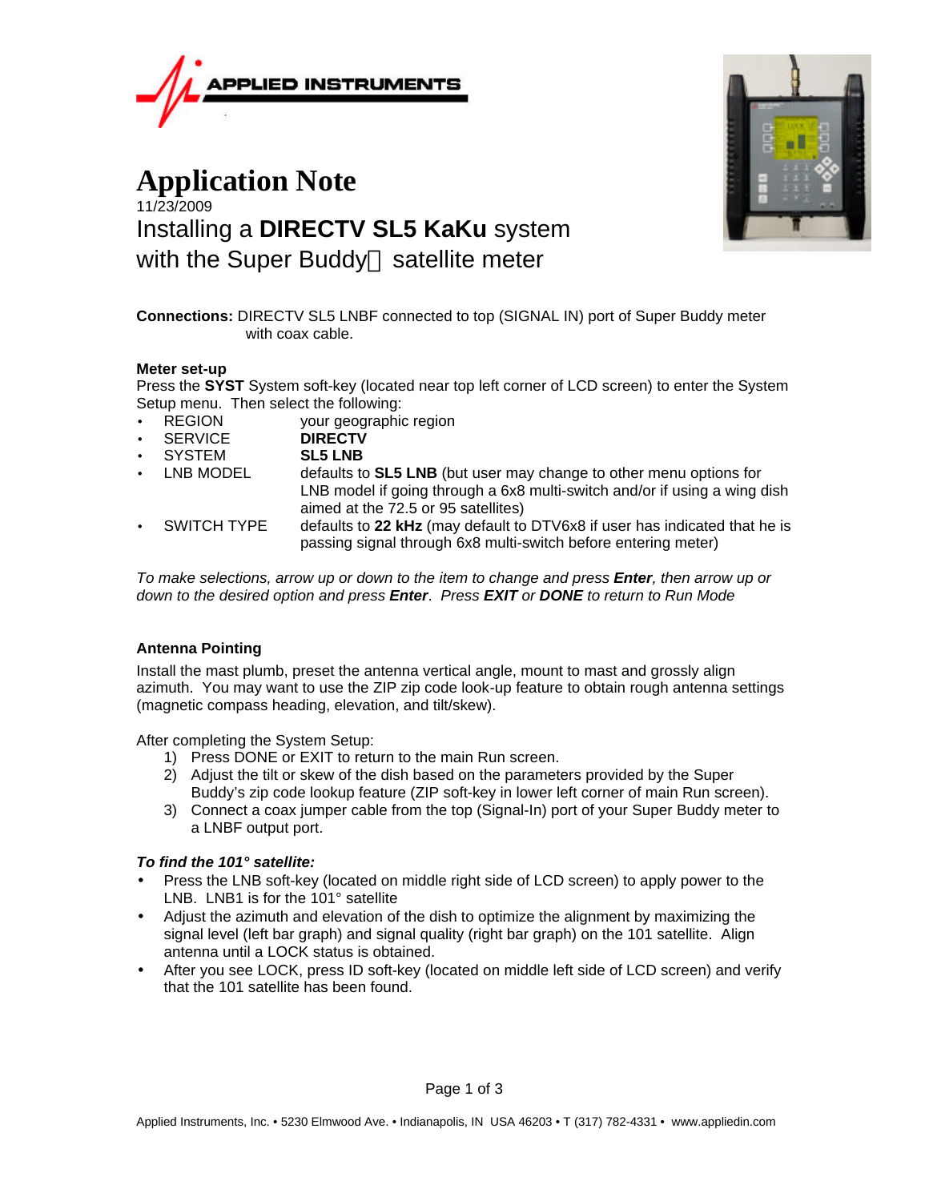APPLIED INSTRUMENTS

# Application Note

11/23/2009

## Installing a **DIRECTV SL5 KaKu** system with the Super Buddy satellite meter

**Connections:** DIRECTV SL5 LNBF connected to top (SIGNAL IN) port of Super Buddy meter with coax cable.

**Meter set-up**

Press the **SYST** System soft-key (located near top left corner of LCD screen) to enter the System Setup menu. Then select the following:

- REGION — your geographic region
- SERVICE — **DIRECTV**
- SYSTEM — **SL5 LNB**
- LNB MODEL — defaults to **SL5 LNB** (but user may change to other menu options for LNB model if going through a 6x8 multi-switch and/or if using a wing dish aimed at the 72.5 or 95 satellites)
- SWITCH TYPE — defaults to **22 kHz** (may default to DTV6x8 if user has indicated that he is passing signal through 6x8 multi-switch before entering meter)

*To make selections, arrow up or down to the item to change and press **Enter**, then arrow up or down to the desired option and press **Enter**. Press **EXIT** or **DONE** to return to Run Mode*

**Antenna Pointing**

Install the mast plumb, preset the antenna vertical angle, mount to mast and grossly align azimuth. You may want to use the ZIP zip code look-up feature to obtain rough antenna settings (magnetic compass heading, elevation, and tilt/skew).

After completing the System Setup:

1) Press DONE or EXIT to return to the main Run screen.
2) Adjust the tilt or skew of the dish based on the parameters provided by the Super Buddy's zip code lookup feature (ZIP soft-key in lower left corner of main Run screen).
3) Connect a coax jumper cable from the top (Signal-In) port of your Super Buddy meter to a LNBF output port.

***To find the 101° satellite:***

- Press the LNB soft-key (located on middle right side of LCD screen) to apply power to the LNB. LNB1 is for the 101° satellite
- Adjust the azimuth and elevation of the dish to optimize the alignment by maximizing the signal level (left bar graph) and signal quality (right bar graph) on the 101 satellite. Align antenna until a LOCK status is obtained.
- After you see LOCK, press ID soft-key (located on middle left side of LCD screen) and verify that the 101 satellite has been found.

Applied Instruments, Inc. • 5230 Elmwood Ave. • Indianapolis, IN USA 46203 • T (317) 782-4331 • www.appliedin.com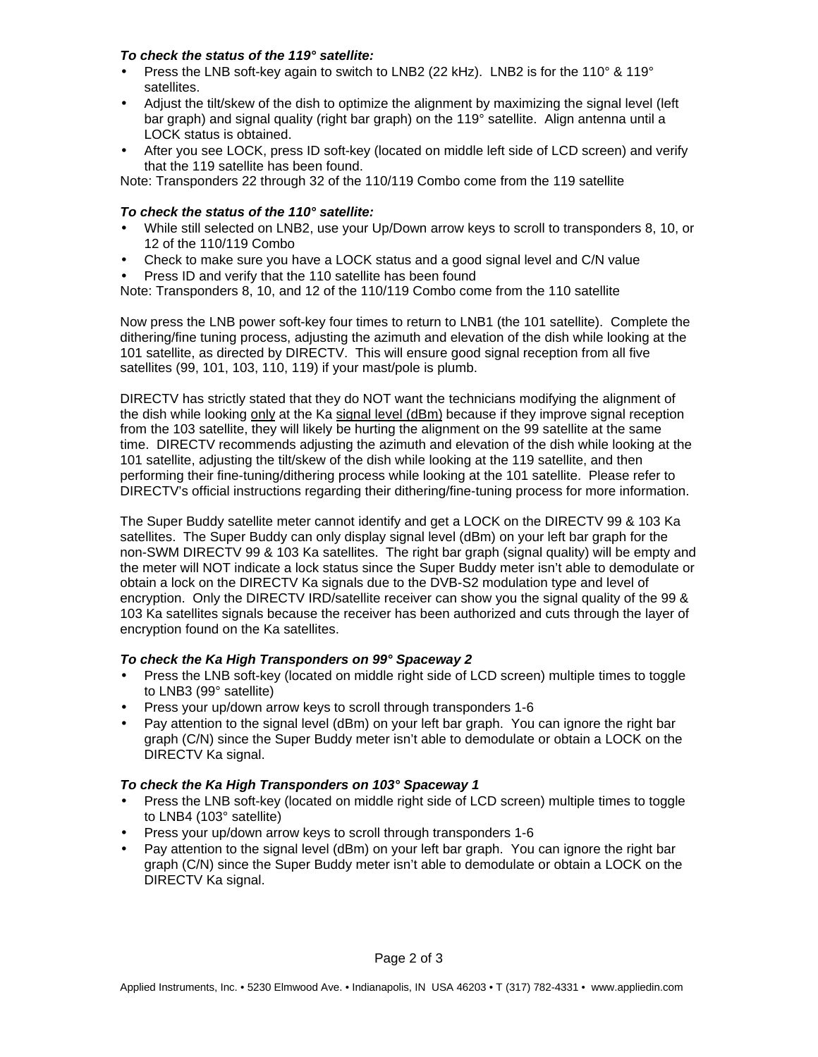***To check the status of the 119° satellite:***

- Press the LNB soft-key again to switch to LNB2 (22 kHz). LNB2 is for the 110° & 119° satellites.
- Adjust the tilt/skew of the dish to optimize the alignment by maximizing the signal level (left bar graph) and signal quality (right bar graph) on the 119° satellite. Align antenna until a LOCK status is obtained.
- After you see LOCK, press ID soft-key (located on middle left side of LCD screen) and verify that the 119 satellite has been found.

Note: Transponders 22 through 32 of the 110/119 Combo come from the 119 satellite

***To check the status of the 110° satellite:***

- While still selected on LNB2, use your Up/Down arrow keys to scroll to transponders 8, 10, or 12 of the 110/119 Combo
- Check to make sure you have a LOCK status and a good signal level and C/N value
- Press ID and verify that the 110 satellite has been found

Note: Transponders 8, 10, and 12 of the 110/119 Combo come from the 110 satellite

Now press the LNB power soft-key four times to return to LNB1 (the 101 satellite). Complete the dithering/fine tuning process, adjusting the azimuth and elevation of the dish while looking at the 101 satellite, as directed by DIRECTV. This will ensure good signal reception from all five satellites (99, 101, 103, 110, 119) if your mast/pole is plumb.

DIRECTV has strictly stated that they do NOT want the technicians modifying the alignment of the dish while looking <u>only</u> at the Ka <u>signal level (dBm)</u> because if they improve signal reception from the 103 satellite, they will likely be hurting the alignment on the 99 satellite at the same time. DIRECTV recommends adjusting the azimuth and elevation of the dish while looking at the 101 satellite, adjusting the tilt/skew of the dish while looking at the 119 satellite, and then performing their fine-tuning/dithering process while looking at the 101 satellite. Please refer to DIRECTV's official instructions regarding their dithering/fine-tuning process for more information.

The Super Buddy satellite meter cannot identify and get a LOCK on the DIRECTV 99 & 103 Ka satellites. The Super Buddy can only display signal level (dBm) on your left bar graph for the non-SWM DIRECTV 99 & 103 Ka satellites. The right bar graph (signal quality) will be empty and the meter will NOT indicate a lock status since the Super Buddy meter isn't able to demodulate or obtain a lock on the DIRECTV Ka signals due to the DVB-S2 modulation type and level of encryption. Only the DIRECTV IRD/satellite receiver can show you the signal quality of the 99 & 103 Ka satellites signals because the receiver has been authorized and cuts through the layer of encryption found on the Ka satellites.

***To check the Ka High Transponders on 99° Spaceway 2***

- Press the LNB soft-key (located on middle right side of LCD screen) multiple times to toggle to LNB3 (99° satellite)
- Press your up/down arrow keys to scroll through transponders 1-6
- Pay attention to the signal level (dBm) on your left bar graph. You can ignore the right bar graph (C/N) since the Super Buddy meter isn't able to demodulate or obtain a LOCK on the DIRECTV Ka signal.

***To check the Ka High Transponders on 103° Spaceway 1***

- Press the LNB soft-key (located on middle right side of LCD screen) multiple times to toggle to LNB4 (103° satellite)
- Press your up/down arrow keys to scroll through transponders 1-6
- Pay attention to the signal level (dBm) on your left bar graph. You can ignore the right bar graph (C/N) since the Super Buddy meter isn't able to demodulate or obtain a LOCK on the DIRECTV Ka signal.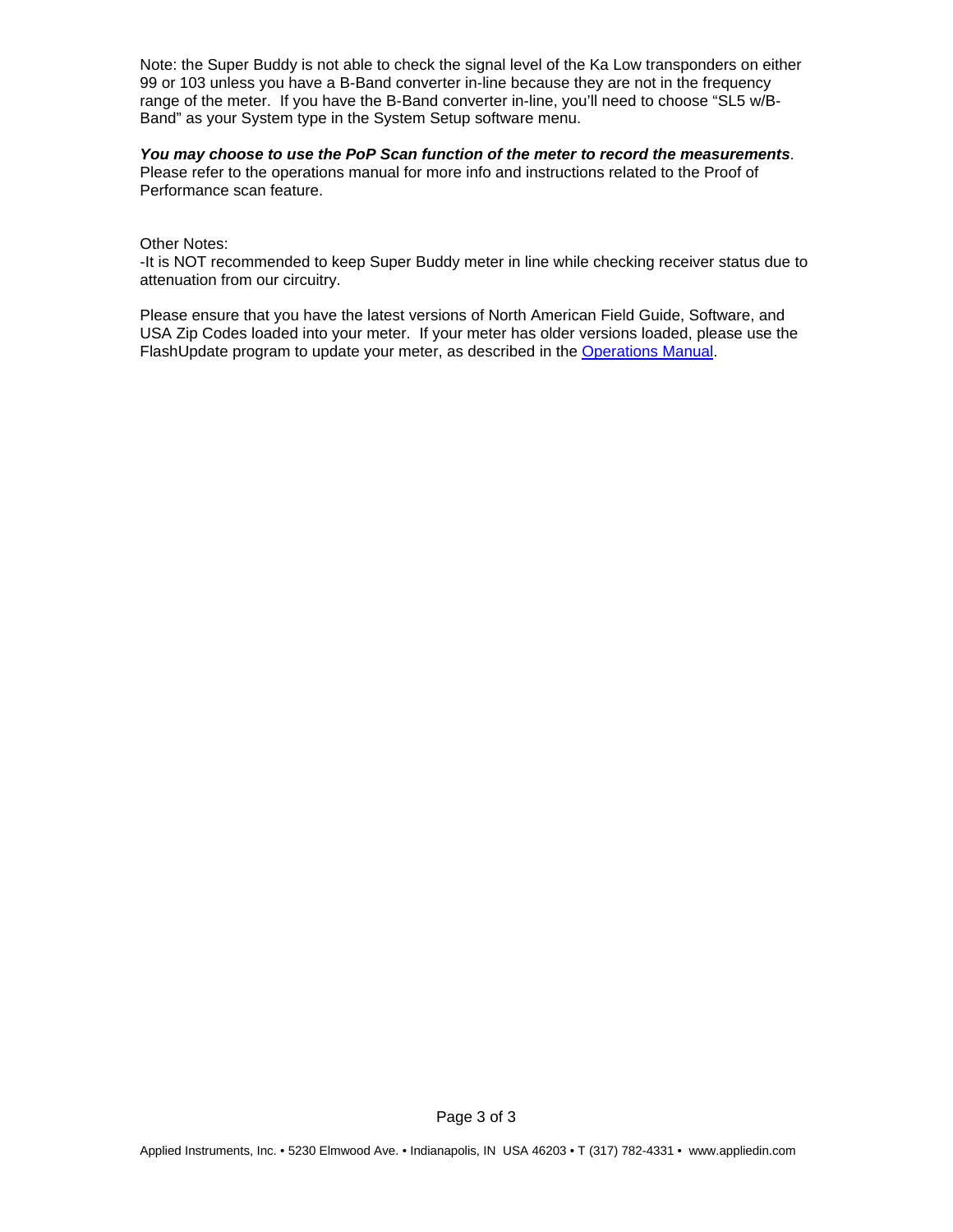Note: the Super Buddy is not able to check the signal level of the Ka Low transponders on either 99 or 103 unless you have a B-Band converter in-line because they are not in the frequency range of the meter. If you have the B-Band converter in-line, you'll need to choose "SL5 w/B-Band" as your System type in the System Setup software menu.

***You may choose to use the PoP Scan function of the meter to record the measurements***. Please refer to the operations manual for more info and instructions related to the Proof of Performance scan feature.

Other Notes:

-It is NOT recommended to keep Super Buddy meter in line while checking receiver status due to attenuation from our circuitry.

Please ensure that you have the latest versions of North American Field Guide, Software, and USA Zip Codes loaded into your meter. If your meter has older versions loaded, please use the FlashUpdate program to update your meter, as described in the Operations Manual.

Applied Instruments, Inc. • 5230 Elmwood Ave. • Indianapolis, IN USA 46203 • T (317) 782-4331 • www.appliedin.com